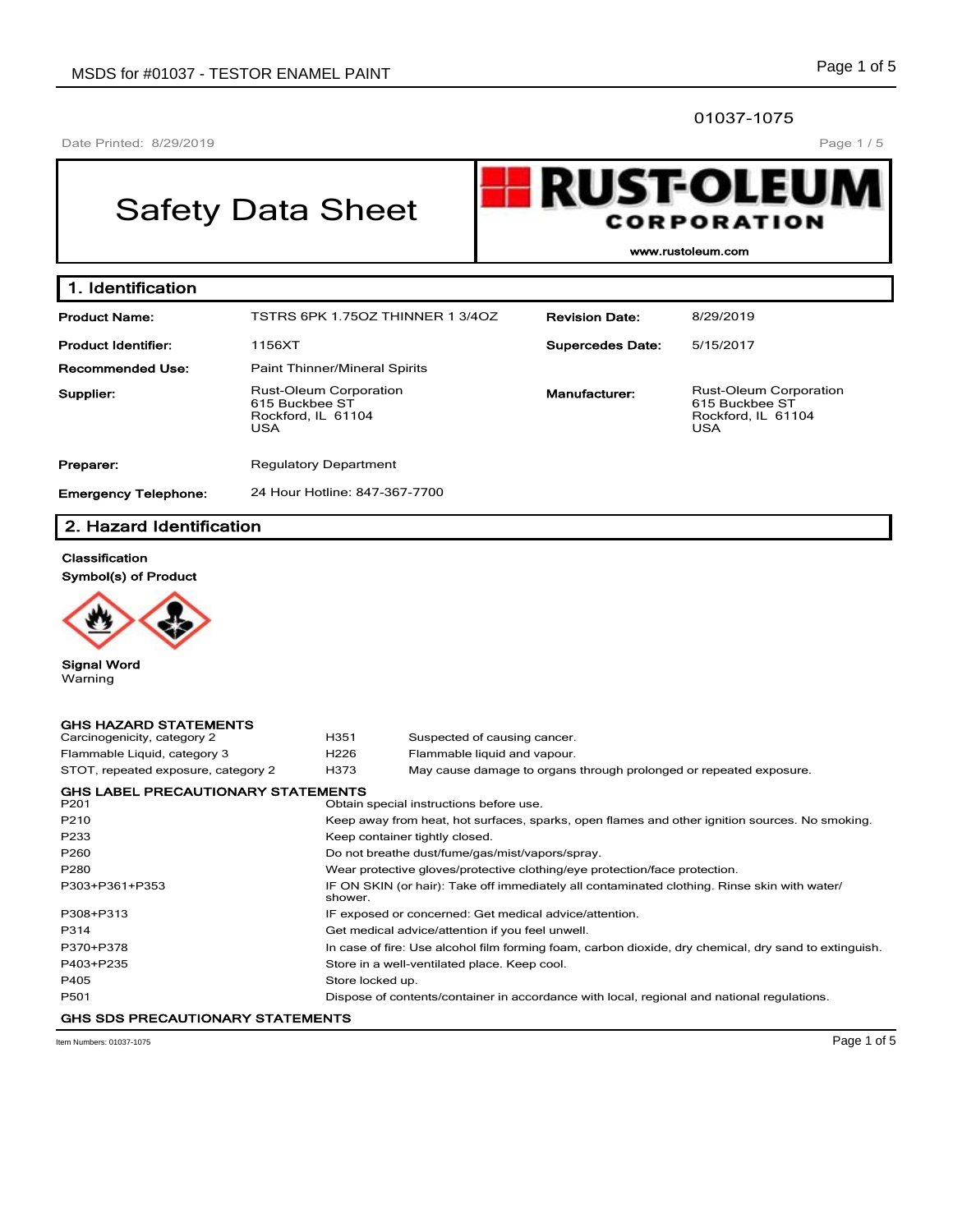01037-1075

Date Printed: 8/29/2019

# Safety Data Sheet

**RUST-OLEUM CORPORATION**

www.rustoleum.com

## 1. Identification

| | | | |
|---|---|---|---|
| **Product Name:** | TSTRS 6PK 1.75OZ THINNER 1 3/4OZ | **Revision Date:** | 8/29/2019 |
| **Product Identifier:** | 1156XT | **Supercedes Date:** | 5/15/2017 |
| **Recommended Use:** | Paint Thinner/Mineral Spirits | | |
| **Supplier:** | Rust-Oleum Corporation<br>615 Buckbee ST<br>Rockford, IL 61104<br>USA | **Manufacturer:** | Rust-Oleum Corporation<br>615 Buckbee ST<br>Rockford, IL 61104<br>USA |
| **Preparer:** | Regulatory Department | | |
| **Emergency Telephone:** | 24 Hour Hotline: 847-367-7700 | | |

## 2. Hazard Identification

**Classification**

**Symbol(s) of Product**

**Signal Word**
Warning

**GHS HAZARD STATEMENTS**

| | | |
|---|---|---|
| Carcinogenicity, category 2 | H351 | Suspected of causing cancer. |
| Flammable Liquid, category 3 | H226 | Flammable liquid and vapour. |
| STOT, repeated exposure, category 2 | H373 | May cause damage to organs through prolonged or repeated exposure. |

**GHS LABEL PRECAUTIONARY STATEMENTS**

| | |
|---|---|
| P201 | Obtain special instructions before use. |
| P210 | Keep away from heat, hot surfaces, sparks, open flames and other ignition sources. No smoking. |
| P233 | Keep container tightly closed. |
| P260 | Do not breathe dust/fume/gas/mist/vapors/spray. |
| P280 | Wear protective gloves/protective clothing/eye protection/face protection. |
| P303+P361+P353 | IF ON SKIN (or hair): Take off immediately all contaminated clothing. Rinse skin with water/ shower. |
| P308+P313 | IF exposed or concerned: Get medical advice/attention. |
| P314 | Get medical advice/attention if you feel unwell. |
| P370+P378 | In case of fire: Use alcohol film forming foam, carbon dioxide, dry chemical, dry sand to extinguish. |
| P403+P235 | Store in a well-ventilated place. Keep cool. |
| P405 | Store locked up. |
| P501 | Dispose of contents/container in accordance with local, regional and national regulations. |

**GHS SDS PRECAUTIONARY STATEMENTS**

Item Numbers: 01037-1075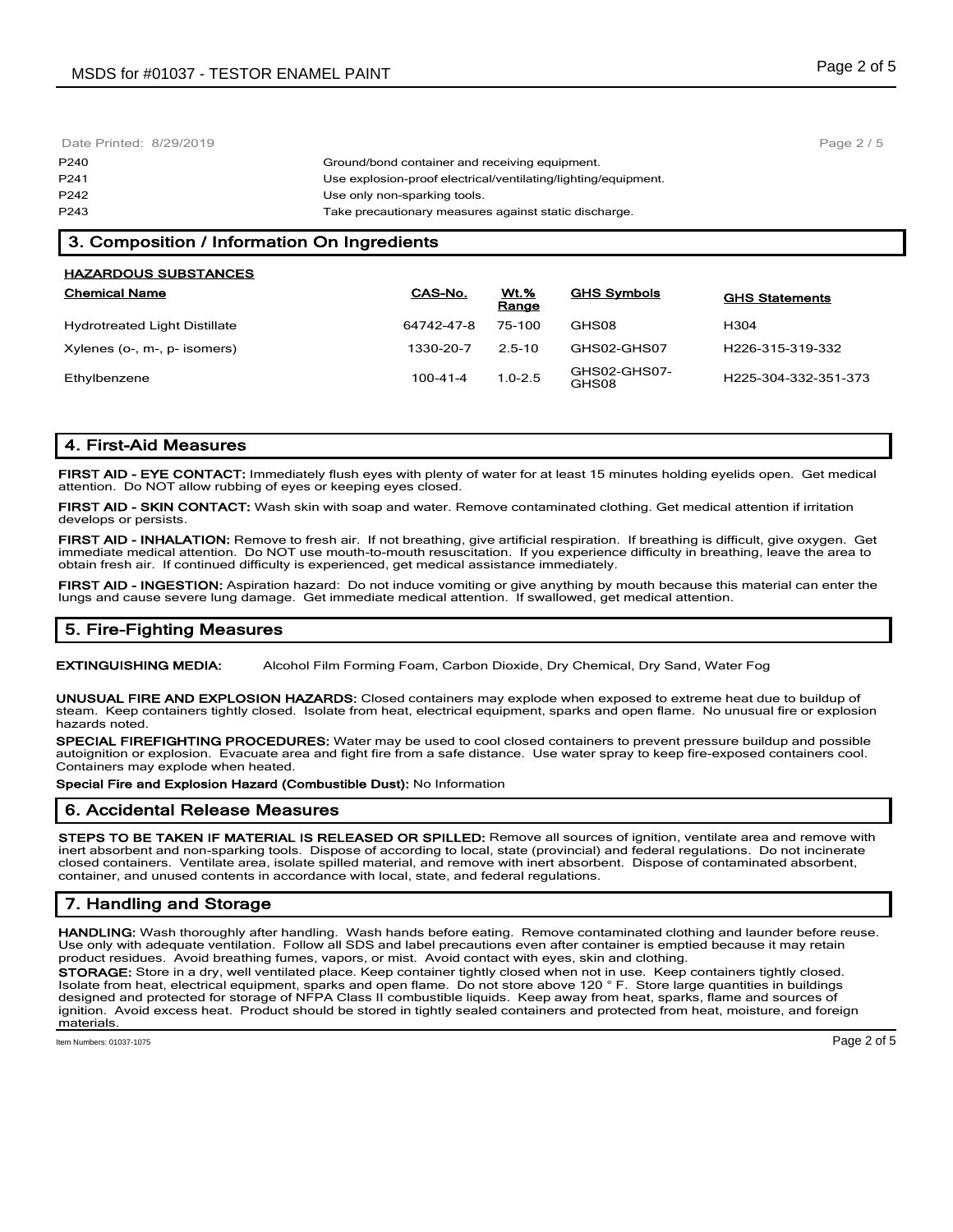| | |
|---|---|
| P240 | Ground/bond container and receiving equipment. |
| P241 | Use explosion-proof electrical/ventilating/lighting/equipment. |
| P242 | Use only non-sparking tools. |
| P243 | Take precautionary measures against static discharge. |

## 3. Composition / Information On Ingredients

**HAZARDOUS SUBSTANCES**

| Chemical Name | CAS-No. | Wt.% Range | GHS Symbols | GHS Statements |
|---|---|---|---|---|
| Hydrotreated Light Distillate | 64742-47-8 | 75-100 | GHS08 | H304 |
| Xylenes (o-, m-, p- isomers) | 1330-20-7 | 2.5-10 | GHS02-GHS07 | H226-315-319-332 |
| Ethylbenzene | 100-41-4 | 1.0-2.5 | GHS02-GHS07-GHS08 | H225-304-332-351-373 |

## 4. First-Aid Measures

**FIRST AID - EYE CONTACT:** Immediately flush eyes with plenty of water for at least 15 minutes holding eyelids open. Get medical attention. Do NOT allow rubbing of eyes or keeping eyes closed.

**FIRST AID - SKIN CONTACT:** Wash skin with soap and water. Remove contaminated clothing. Get medical attention if irritation develops or persists.

**FIRST AID - INHALATION:** Remove to fresh air. If not breathing, give artificial respiration. If breathing is difficult, give oxygen. Get immediate medical attention. Do NOT use mouth-to-mouth resuscitation. If you experience difficulty in breathing, leave the area to obtain fresh air. If continued difficulty is experienced, get medical assistance immediately.

**FIRST AID - INGESTION:** Aspiration hazard: Do not induce vomiting or give anything by mouth because this material can enter the lungs and cause severe lung damage. Get immediate medical attention. If swallowed, get medical attention.

## 5. Fire-Fighting Measures

**EXTINGUISHING MEDIA:** Alcohol Film Forming Foam, Carbon Dioxide, Dry Chemical, Dry Sand, Water Fog

**UNUSUAL FIRE AND EXPLOSION HAZARDS:** Closed containers may explode when exposed to extreme heat due to buildup of steam. Keep containers tightly closed. Isolate from heat, electrical equipment, sparks and open flame. No unusual fire or explosion hazards noted.

**SPECIAL FIREFIGHTING PROCEDURES:** Water may be used to cool closed containers to prevent pressure buildup and possible autoignition or explosion. Evacuate area and fight fire from a safe distance. Use water spray to keep fire-exposed containers cool. Containers may explode when heated.

**Special Fire and Explosion Hazard (Combustible Dust):** No Information

## 6. Accidental Release Measures

**STEPS TO BE TAKEN IF MATERIAL IS RELEASED OR SPILLED:** Remove all sources of ignition, ventilate area and remove with inert absorbent and non-sparking tools. Dispose of according to local, state (provincial) and federal regulations. Do not incinerate closed containers. Ventilate area, isolate spilled material, and remove with inert absorbent. Dispose of contaminated absorbent, container, and unused contents in accordance with local, state, and federal regulations.

## 7. Handling and Storage

**HANDLING:** Wash thoroughly after handling. Wash hands before eating. Remove contaminated clothing and launder before reuse. Use only with adequate ventilation. Follow all SDS and label precautions even after container is emptied because it may retain product residues. Avoid breathing fumes, vapors, or mist. Avoid contact with eyes, skin and clothing.

**STORAGE:** Store in a dry, well ventilated place. Keep container tightly closed when not in use. Keep containers tightly closed. Isolate from heat, electrical equipment, sparks and open flame. Do not store above 120 ° F. Store large quantities in buildings designed and protected for storage of NFPA Class II combustible liquids. Keep away from heat, sparks, flame and sources of ignition. Avoid excess heat. Product should be stored in tightly sealed containers and protected from heat, moisture, and foreign materials.

Item Numbers: 01037-1075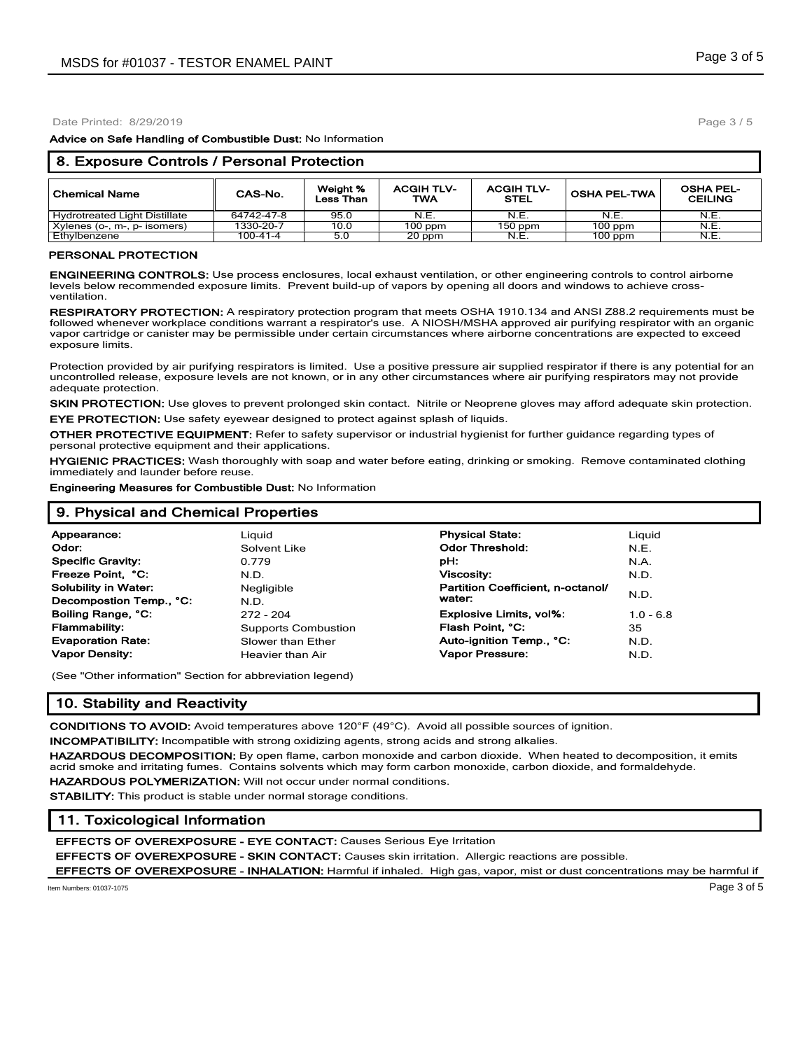**Advice on Safe Handling of Combustible Dust:** No Information

## 8. Exposure Controls / Personal Protection

| Chemical Name | CAS-No. | Weight % Less Than | ACGIH TLV-TWA | ACGIH TLV-STEL | OSHA PEL-TWA | OSHA PEL-CEILING |
|---|---|---|---|---|---|---|
| Hydrotreated Light Distillate | 64742-47-8 | 95.0 | N.E. | N.E. | N.E. | N.E. |
| Xylenes (o-, m-, p- isomers) | 1330-20-7 | 10.0 | 100 ppm | 150 ppm | 100 ppm | N.E. |
| Ethylbenzene | 100-41-4 | 5.0 | 20 ppm | N.E. | 100 ppm | N.E. |

**PERSONAL PROTECTION**

**ENGINEERING CONTROLS:** Use process enclosures, local exhaust ventilation, or other engineering controls to control airborne levels below recommended exposure limits. Prevent build-up of vapors by opening all doors and windows to achieve cross-ventilation.

**RESPIRATORY PROTECTION:** A respiratory protection program that meets OSHA 1910.134 and ANSI Z88.2 requirements must be followed whenever workplace conditions warrant a respirator's use. A NIOSH/MSHA approved air purifying respirator with an organic vapor cartridge or canister may be permissible under certain circumstances where airborne concentrations are expected to exceed exposure limits.

Protection provided by air purifying respirators is limited. Use a positive pressure air supplied respirator if there is any potential for an uncontrolled release, exposure levels are not known, or in any other circumstances where air purifying respirators may not provide adequate protection.

**SKIN PROTECTION:** Use gloves to prevent prolonged skin contact. Nitrile or Neoprene gloves may afford adequate skin protection.

**EYE PROTECTION:** Use safety eyewear designed to protect against splash of liquids.

**OTHER PROTECTIVE EQUIPMENT:** Refer to safety supervisor or industrial hygienist for further guidance regarding types of personal protective equipment and their applications.

**HYGIENIC PRACTICES:** Wash thoroughly with soap and water before eating, drinking or smoking. Remove contaminated clothing immediately and launder before reuse.

**Engineering Measures for Combustible Dust:** No Information

## 9. Physical and Chemical Properties

| | | | |
|---|---|---|---|
| **Appearance:** | Liquid | **Physical State:** | Liquid |
| **Odor:** | Solvent Like | **Odor Threshold:** | N.E. |
| **Specific Gravity:** | 0.779 | **pH:** | N.A. |
| **Freeze Point, °C:** | N.D. | **Viscosity:** | N.D. |
| **Solubility in Water:** | Negligible | **Partition Coefficient, n-octanol/ water:** | N.D. |
| **Decompostion Temp., °C:** | N.D. | | |
| **Boiling Range, °C:** | 272 - 204 | **Explosive Limits, vol%:** | 1.0 - 6.8 |
| **Flammability:** | Supports Combustion | **Flash Point, °C:** | 35 |
| **Evaporation Rate:** | Slower than Ether | **Auto-ignition Temp., °C:** | N.D. |
| **Vapor Density:** | Heavier than Air | **Vapor Pressure:** | N.D. |

(See "Other information" Section for abbreviation legend)

## 10. Stability and Reactivity

**CONDITIONS TO AVOID:** Avoid temperatures above 120°F (49°C). Avoid all possible sources of ignition.

**INCOMPATIBILITY:** Incompatible with strong oxidizing agents, strong acids and strong alkalies.

**HAZARDOUS DECOMPOSITION:** By open flame, carbon monoxide and carbon dioxide. When heated to decomposition, it emits acrid smoke and irritating fumes. Contains solvents which may form carbon monoxide, carbon dioxide, and formaldehyde.

**HAZARDOUS POLYMERIZATION:** Will not occur under normal conditions.

**STABILITY:** This product is stable under normal storage conditions.

## 11. Toxicological Information

**EFFECTS OF OVEREXPOSURE - EYE CONTACT:** Causes Serious Eye Irritation

**EFFECTS OF OVEREXPOSURE - SKIN CONTACT:** Causes skin irritation. Allergic reactions are possible.

**EFFECTS OF OVEREXPOSURE - INHALATION:** Harmful if inhaled. High gas, vapor, mist or dust concentrations may be harmful if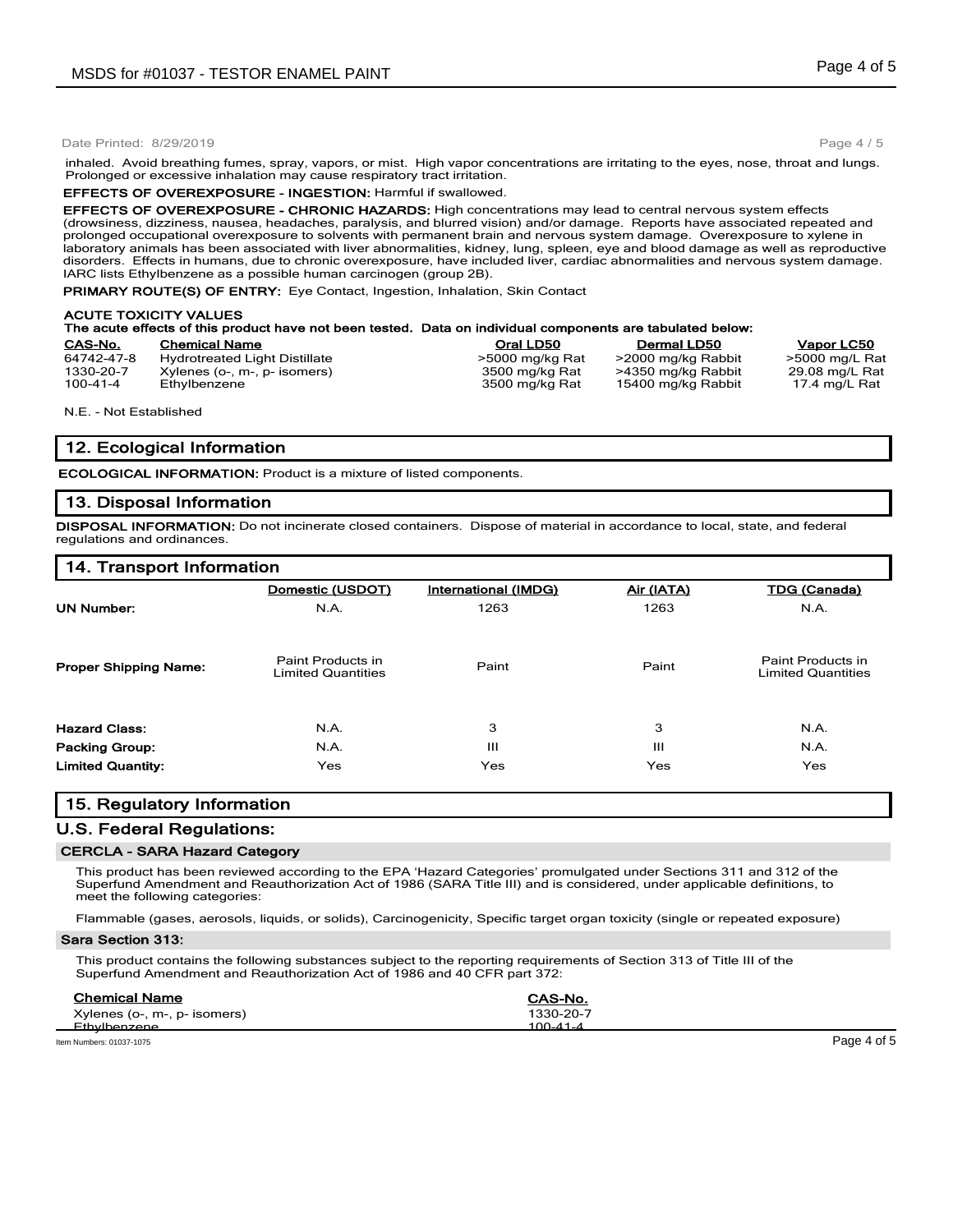inhaled. Avoid breathing fumes, spray, vapors, or mist. High vapor concentrations are irritating to the eyes, nose, throat and lungs. Prolonged or excessive inhalation may cause respiratory tract irritation.

**EFFECTS OF OVEREXPOSURE - INGESTION:** Harmful if swallowed.

**EFFECTS OF OVEREXPOSURE - CHRONIC HAZARDS:** High concentrations may lead to central nervous system effects (drowsiness, dizziness, nausea, headaches, paralysis, and blurred vision) and/or damage. Reports have associated repeated and prolonged occupational overexposure to solvents with permanent brain and nervous system damage. Overexposure to xylene in laboratory animals has been associated with liver abnormalities, kidney, lung, spleen, eye and blood damage as well as reproductive disorders. Effects in humans, due to chronic overexposure, have included liver, cardiac abnormalities and nervous system damage. IARC lists Ethylbenzene as a possible human carcinogen (group 2B).

**PRIMARY ROUTE(S) OF ENTRY:** Eye Contact, Ingestion, Inhalation, Skin Contact

**ACUTE TOXICITY VALUES**

**The acute effects of this product have not been tested. Data on individual components are tabulated below:**

| CAS-No. | Chemical Name | Oral LD50 | Dermal LD50 | Vapor LC50 |
|---|---|---|---|---|
| 64742-47-8 | Hydrotreated Light Distillate | >5000 mg/kg Rat | >2000 mg/kg Rabbit | >5000 mg/L Rat |
| 1330-20-7 | Xylenes (o-, m-, p- isomers) | 3500 mg/kg Rat | >4350 mg/kg Rabbit | 29.08 mg/L Rat |
| 100-41-4 | Ethylbenzene | 3500 mg/kg Rat | 15400 mg/kg Rabbit | 17.4 mg/L Rat |

N.E. - Not Established

## 12. Ecological Information

**ECOLOGICAL INFORMATION:** Product is a mixture of listed components.

## 13. Disposal Information

**DISPOSAL INFORMATION:** Do not incinerate closed containers. Dispose of material in accordance to local, state, and federal regulations and ordinances.

## 14. Transport Information

| | Domestic (USDOT) | International (IMDG) | Air (IATA) | TDG (Canada) |
|---|---|---|---|---|
| **UN Number:** | N.A. | 1263 | 1263 | N.A. |
| **Proper Shipping Name:** | Paint Products in Limited Quantities | Paint | Paint | Paint Products in Limited Quantities |
| **Hazard Class:** | N.A. | 3 | 3 | N.A. |
| **Packing Group:** | N.A. | III | III | N.A. |
| **Limited Quantity:** | Yes | Yes | Yes | Yes |

## 15. Regulatory Information

### U.S. Federal Regulations:

**CERCLA - SARA Hazard Category**

This product has been reviewed according to the EPA 'Hazard Categories' promulgated under Sections 311 and 312 of the Superfund Amendment and Reauthorization Act of 1986 (SARA Title III) and is considered, under applicable definitions, to meet the following categories:

Flammable (gases, aerosols, liquids, or solids), Carcinogenicity, Specific target organ toxicity (single or repeated exposure)

**Sara Section 313:**

This product contains the following substances subject to the reporting requirements of Section 313 of Title III of the Superfund Amendment and Reauthorization Act of 1986 and 40 CFR part 372:

| Chemical Name | CAS-No. |
|---|---|
| Xylenes (o-, m-, p- isomers) | 1330-20-7 |
| Ethylbenzene | 100-41-4 |

Item Numbers: 01037-1075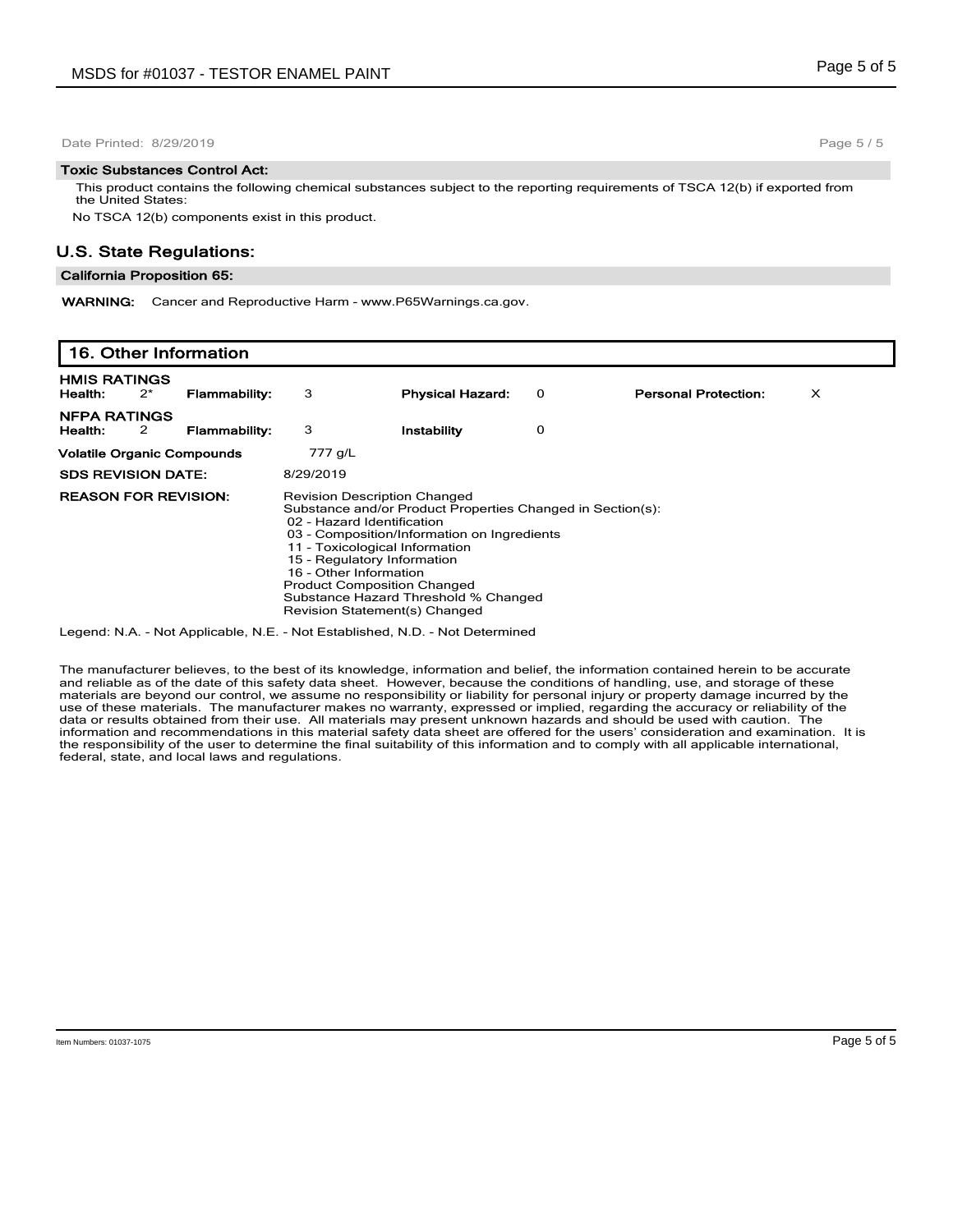Date Printed: 8/29/2019

**Toxic Substances Control Act:**

This product contains the following chemical substances subject to the reporting requirements of TSCA 12(b) if exported from the United States:

No TSCA 12(b) components exist in this product.

## U.S. State Regulations:

**California Proposition 65:**

**WARNING:** Cancer and Reproductive Harm - www.P65Warnings.ca.gov.

## 16. Other Information

**HMIS RATINGS**

| | | | | | | | |
|---|---|---|---|---|---|---|---|
| **Health:** | 2* | **Flammability:** | 3 | **Physical Hazard:** | 0 | **Personal Protection:** | X |

**NFPA RATINGS**

| | | | | | |
|---|---|---|---|---|---|
| **Health:** | 2 | **Flammability:** | 3 | **Instability** | 0 |

**Volatile Organic Compounds** 777 g/L

**SDS REVISION DATE:** 8/29/2019

**REASON FOR REVISION:**

Revision Description Changed
Substance and/or Product Properties Changed in Section(s):
02 - Hazard Identification
03 - Composition/Information on Ingredients
11 - Toxicological Information
15 - Regulatory Information
16 - Other Information
Product Composition Changed
Substance Hazard Threshold % Changed
Revision Statement(s) Changed

Legend: N.A. - Not Applicable, N.E. - Not Established, N.D. - Not Determined

The manufacturer believes, to the best of its knowledge, information and belief, the information contained herein to be accurate and reliable as of the date of this safety data sheet. However, because the conditions of handling, use, and storage of these materials are beyond our control, we assume no responsibility or liability for personal injury or property damage incurred by the use of these materials. The manufacturer makes no warranty, expressed or implied, regarding the accuracy or reliability of the data or results obtained from their use. All materials may present unknown hazards and should be used with caution. The information and recommendations in this material safety data sheet are offered for the users' consideration and examination. It is the responsibility of the user to determine the final suitability of this information and to comply with all applicable international, federal, state, and local laws and regulations.

Item Numbers: 01037-1075